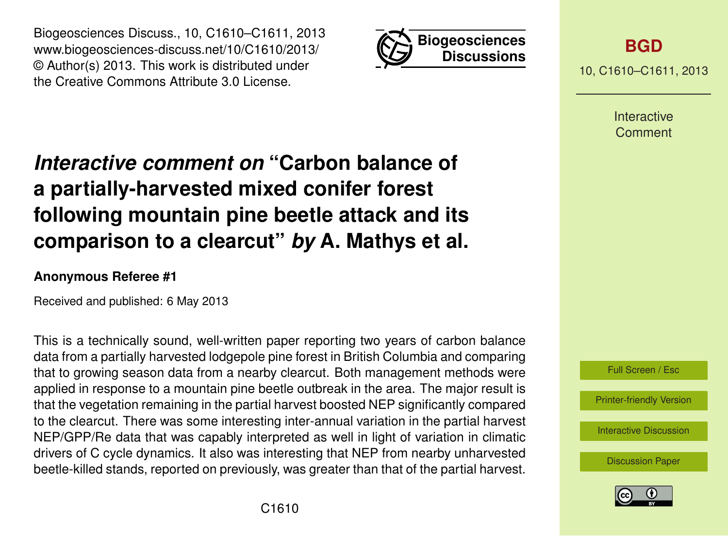# *Interactive comment on* "Carbon balance of a partially-harvested mixed conifer forest following mountain pine beetle attack and its comparison to a clearcut" *by* A. Mathys et al.

**Anonymous Referee #1**

Received and published: 6 May 2013

This is a technically sound, well-written paper reporting two years of carbon balance data from a partially harvested lodgepole pine forest in British Columbia and comparing that to growing season data from a nearby clearcut. Both management methods were applied in response to a mountain pine beetle outbreak in the area. The major result is that the vegetation remaining in the partial harvest boosted NEP significantly compared to the clearcut. There was some interesting inter-annual variation in the partial harvest NEP/GPP/Re data that was capably interpreted as well in light of variation in climatic drivers of C cycle dynamics. It also was interesting that NEP from nearby unharvested beetle-killed stands, reported on previously, was greater than that of the partial harvest.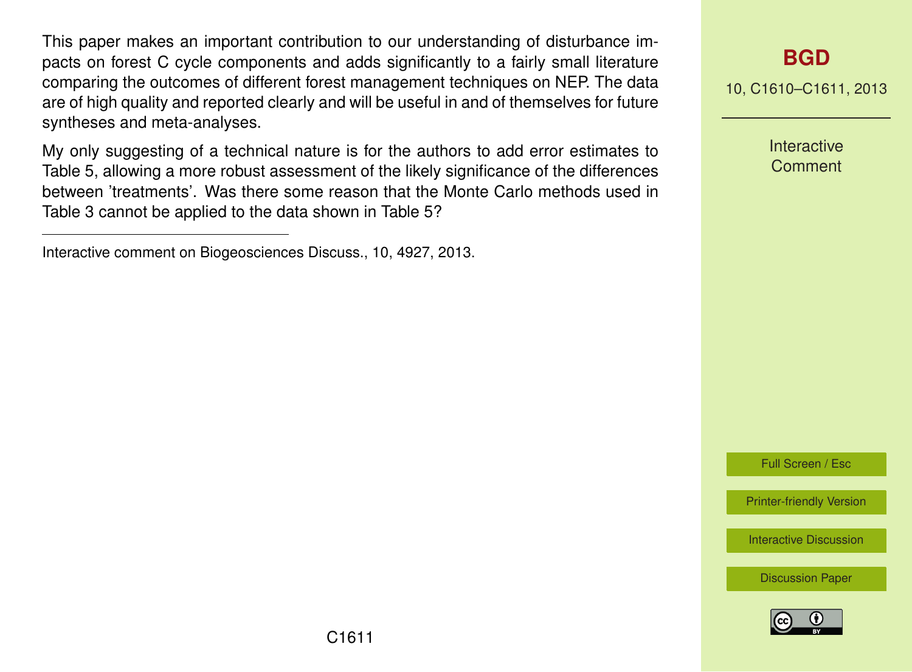This paper makes an important contribution to our understanding of disturbance impacts on forest C cycle components and adds significantly to a fairly small literature comparing the outcomes of different forest management techniques on NEP. The data are of high quality and reported clearly and will be useful in and of themselves for future syntheses and meta-analyses.

My only suggesting of a technical nature is for the authors to add error estimates to Table 5, allowing a more robust assessment of the likely significance of the differences between 'treatments'. Was there some reason that the Monte Carlo methods used in Table 3 cannot be applied to the data shown in Table 5?

---

Interactive comment on Biogeosciences Discuss., 10, 4927, 2013.